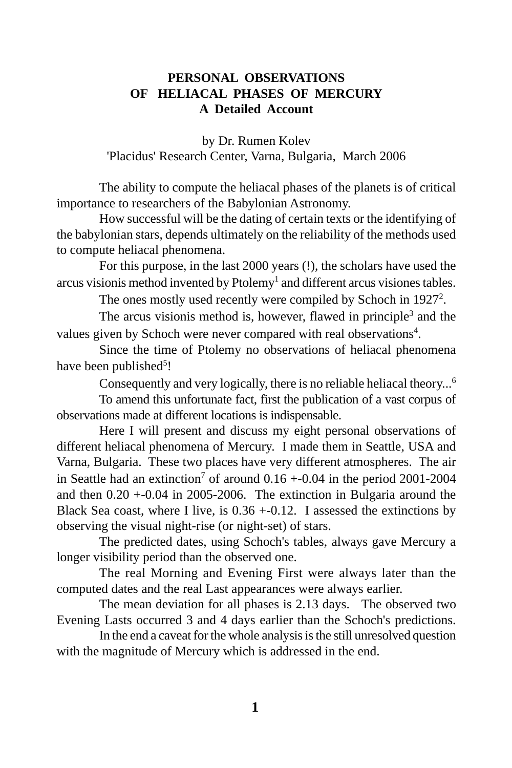# PERSONAL OBSERVATIONS OF HELIACAL PHASES OF MERCURY
## A Detailed Account

by Dr. Rumen Kolev
'Placidus' Research Center, Varna, Bulgaria, March 2006

The ability to compute the heliacal phases of the planets is of critical importance to researchers of the Babylonian Astronomy.

How successful will be the dating of certain texts or the identifying of the babylonian stars, depends ultimately on the reliability of the methods used to compute heliacal phenomena.

For this purpose, in the last 2000 years (!), the scholars have used the arcus visionis method invented by Ptolemy[1] and different arcus visiones tables.

The ones mostly used recently were compiled by Schoch in 1927[2].

The arcus visionis method is, however, flawed in principle[3] and the values given by Schoch were never compared with real observations[4].

Since the time of Ptolemy no observations of heliacal phenomena have been published[5]!

Consequently and very logically, there is no reliable heliacal theory...[6]

To amend this unfortunate fact, first the publication of a vast corpus of observations made at different locations is indispensable.

Here I will present and discuss my eight personal observations of different heliacal phenomena of Mercury. I made them in Seattle, USA and Varna, Bulgaria. These two places have very different atmospheres. The air in Seattle had an extinction[7] of around 0.16 +-0.04 in the period 2001-2004 and then 0.20 +-0.04 in 2005-2006. The extinction in Bulgaria around the Black Sea coast, where I live, is 0.36 +-0.12. I assessed the extinctions by observing the visual night-rise (or night-set) of stars.

The predicted dates, using Schoch's tables, always gave Mercury a longer visibility period than the observed one.

The real Morning and Evening First were always later than the computed dates and the real Last appearances were always earlier.

The mean deviation for all phases is 2.13 days. The observed two Evening Lasts occurred 3 and 4 days earlier than the Schoch's predictions.

In the end a caveat for the whole analysis is the still unresolved question with the magnitude of Mercury which is addressed in the end.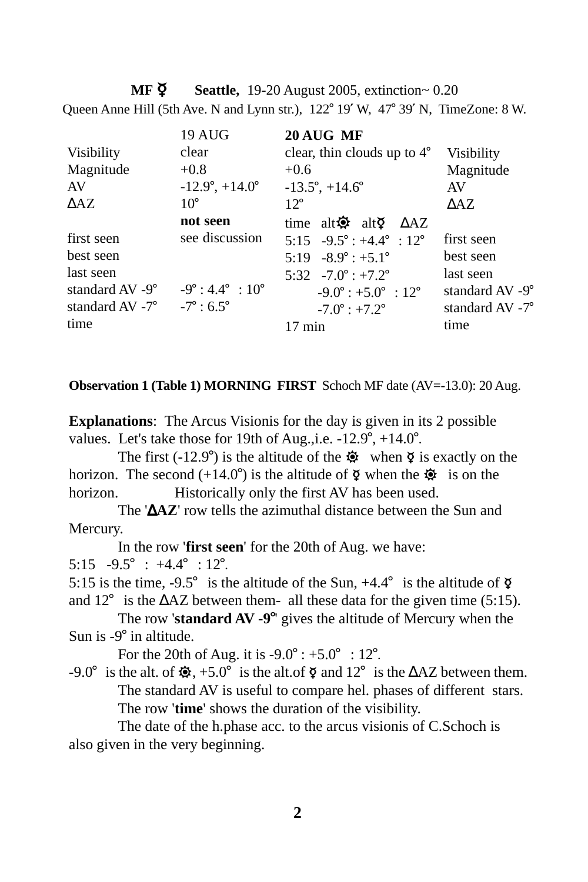**MF ☿ Seattle,** 19-20 August 2005, extinction~ 0.20

Queen Anne Hill (5th Ave. N and Lynn str.), 122° 19′ W, 47° 39′ N, TimeZone: 8 W.

| | 19 AUG | 20 AUG MF | |
|---|---|---|---|
| Visibility | clear | clear, thin clouds up to 4° | Visibility |
| Magnitude | +0.8 | +0.6 | Magnitude |
| AV | -12.9°, +14.0° | -13.5°, +14.6° | AV |
| ΔAZ | 10° | 12° | ΔAZ |
| | **not seen** | time alt☼ alt☿ ΔAZ | |
| first seen | see discussion | 5:15 -9.5° : +4.4° : 12° | first seen |
| best seen | | 5:19 -8.9° : +5.1° | best seen |
| last seen | | 5:32 -7.0° : +7.2° | last seen |
| standard AV -9° | -9° : 4.4° : 10° | -9.0° : +5.0° : 12° | standard AV -9° |
| standard AV -7° | -7° : 6.5° | -7.0° : +7.2° | standard AV -7° |
| time | | 17 min | time |

**Observation 1 (Table 1) MORNING FIRST** Schoch MF date (AV=-13.0): 20 Aug.

**Explanations**: The Arcus Visionis for the day is given in its 2 possible values. Let's take those for 19th of Aug.,i.e. -12.9°, +14.0°.

The first (-12.9°) is the altitude of the ☼ when ☿ is exactly on the horizon. The second (+14.0°) is the altitude of ☿ when the ☼ is on the horizon. Historically only the first AV has been used.

The '**ΔAZ**' row tells the azimuthal distance between the Sun and Mercury.

In the row '**first seen**' for the 20th of Aug. we have:
5:15 -9.5° : +4.4° : 12°.
5:15 is the time, -9.5° is the altitude of the Sun, +4.4° is the altitude of ☿ and 12° is the ΔAZ between them- all these data for the given time (5:15).

The row '**standard AV -9°**' gives the altitude of Mercury when the Sun is -9° in altitude.

For the 20th of Aug. it is -9.0° : +5.0° : 12°.
-9.0° is the alt. of ☼, +5.0° is the alt.of ☿ and 12° is the ΔAZ between them.

The standard AV is useful to compare hel. phases of different stars.

The row '**time**' shows the duration of the visibility.

The date of the h.phase acc. to the arcus visionis of C.Schoch is also given in the very beginning.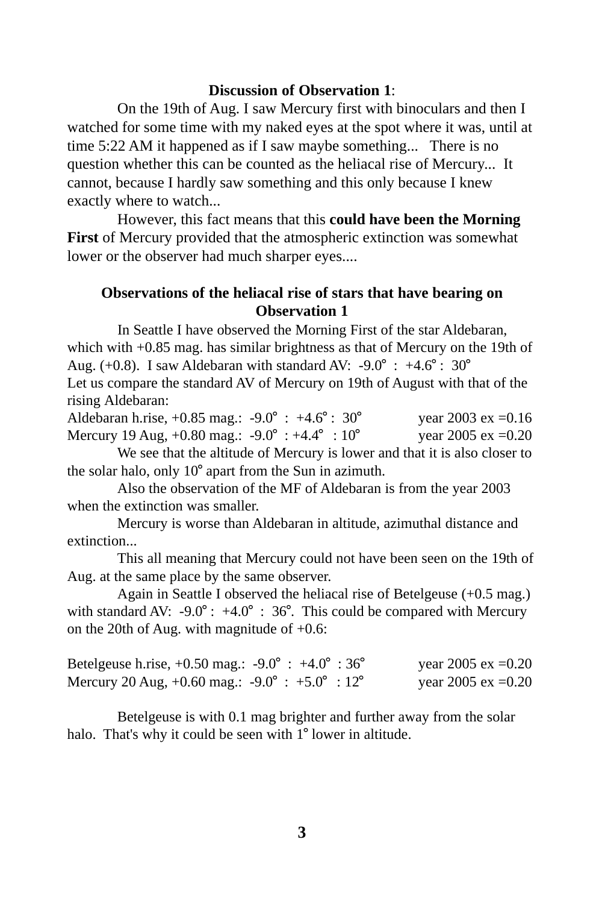**Discussion of Observation 1**:

On the 19th of Aug. I saw Mercury first with binoculars and then I watched for some time with my naked eyes at the spot where it was, until at time 5:22 AM it happened as if I saw maybe something... There is no question whether this can be counted as the heliacal rise of Mercury... It cannot, because I hardly saw something and this only because I knew exactly where to watch...

However, this fact means that this **could have been the Morning First** of Mercury provided that the atmospheric extinction was somewhat lower or the observer had much sharper eyes....

**Observations of the heliacal rise of stars that have bearing on Observation 1**

In Seattle I have observed the Morning First of the star Aldebaran, which with +0.85 mag. has similar brightness as that of Mercury on the 19th of Aug. (+0.8). I saw Aldebaran with standard AV: -9.0° : +4.6° : 30°
Let us compare the standard AV of Mercury on 19th of August with that of the rising Aldebaran:

| | | |
|---|---|---|
| Aldebaran h.rise, +0.85 mag.: | -9.0° : +4.6° : 30° | year 2003 ex =0.16 |
| Mercury 19 Aug, +0.80 mag.: | -9.0° : +4.4° : 10° | year 2005 ex =0.20 |

We see that the altitude of Mercury is lower and that it is also closer to the solar halo, only 10° apart from the Sun in azimuth.

Also the observation of the MF of Aldebaran is from the year 2003 when the extinction was smaller.

Mercury is worse than Aldebaran in altitude, azimuthal distance and extinction...

This all meaning that Mercury could not have been seen on the 19th of Aug. at the same place by the same observer.

Again in Seattle I observed the heliacal rise of Betelgeuse (+0.5 mag.) with standard AV: -9.0° : +4.0° : 36°. This could be compared with Mercury on the 20th of Aug. with magnitude of +0.6:

| | | |
|---|---|---|
| Betelgeuse h.rise, +0.50 mag.: | -9.0° : +4.0° : 36° | year 2005 ex =0.20 |
| Mercury 20 Aug, +0.60 mag.: | -9.0° : +5.0° : 12° | year 2005 ex =0.20 |

Betelgeuse is with 0.1 mag brighter and further away from the solar halo. That's why it could be seen with 1° lower in altitude.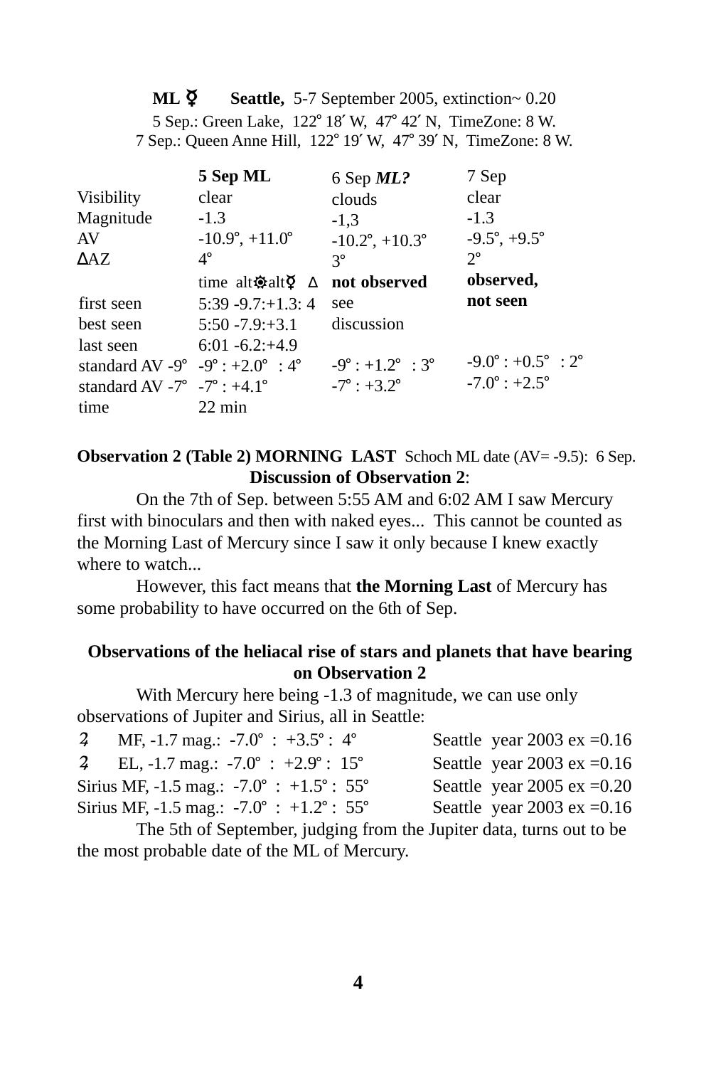**ML ☿ Seattle,** 5-7 September 2005, extinction~ 0.20

5 Sep.: Green Lake, 122° 18′ W, 47° 42′ N, TimeZone: 8 W.

7 Sep.: Queen Anne Hill, 122° 19′ W, 47° 39′ N, TimeZone: 8 W.

| | **5 Sep ML** | 6 Sep ***ML?*** | 7 Sep |
|---|---|---|---|
| Visibility | clear | clouds | clear |
| Magnitude | -1.3 | -1,3 | -1.3 |
| AV | -10.9°, +11.0° | -10.2°, +10.3° | -9.5°, +9.5° |
| ΔAZ | 4° | 3° | 2° |
| | time alt☼:alt☿ Δ | **not observed** | **observed, not seen** |
| first seen | 5:39 -9.7:+1.3: 4 | see | |
| best seen | 5:50 -7.9:+3.1 | discussion | |
| last seen | 6:01 -6.2:+4.9 | | |
| standard AV -9° | -9° : +2.0° : 4° | -9° : +1.2° : 3° | -9.0° : +0.5° : 2° |
| standard AV -7° | -7° : +4.1° | -7° : +3.2° | -7.0° : +2.5° |
| time | 22 min | | |

**Observation 2 (Table 2) MORNING LAST** Schoch ML date (AV= -9.5): 6 Sep.

**Discussion of Observation 2**:

On the 7th of Sep. between 5:55 AM and 6:02 AM I saw Mercury first with binoculars and then with naked eyes... This cannot be counted as the Morning Last of Mercury since I saw it only because I knew exactly where to watch...

However, this fact means that **the Morning Last** of Mercury has some probability to have occurred on the 6th of Sep.

**Observations of the heliacal rise of stars and planets that have bearing on Observation 2**

With Mercury here being -1.3 of magnitude, we can use only observations of Jupiter and Sirius, all in Seattle:

| | |
|---|---|
| ♃ MF, -1.7 mag.: -7.0° : +3.5° : 4° | Seattle year 2003 ex =0.16 |
| ♃ EL, -1.7 mag.: -7.0° : +2.9° : 15° | Seattle year 2003 ex =0.16 |
| Sirius MF, -1.5 mag.: -7.0° : +1.5° : 55° | Seattle year 2005 ex =0.20 |
| Sirius MF, -1.5 mag.: -7.0° : +1.2° : 55° | Seattle year 2003 ex =0.16 |

The 5th of September, judging from the Jupiter data, turns out to be the most probable date of the ML of Mercury.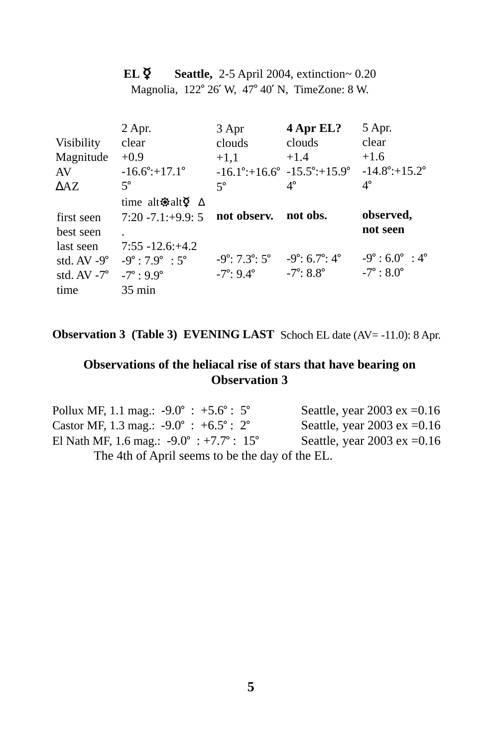**EL ☿ Seattle,** 2-5 April 2004, extinction~ 0.20

Magnolia, 122° 26′ W, 47° 40′ N, TimeZone: 8 W.

| | 2 Apr. | 3 Apr | **4 Apr EL?** | 5 Apr. |
|---|---|---|---|---|
| Visibility | clear | clouds | clouds | clear |
| Magnitude | +0.9 | +1,1 | +1.4 | +1.6 |
| AV | -16.6°:+17.1° | -16.1°:+16.6° | -15.5°:+15.9° | -14.8°:+15.2° |
| ΔAZ | 5° | 5° | 4° | 4° |
| | time alt☼alt☿ Δ | | | |
| first seen | 7:20 -7.1:+9.9: 5 | **not observ.** | **not obs.** | **observed, not seen** |
| best seen | . | | | |
| last seen | 7:55 -12.6:+4.2 | | | |
| std. AV -9° | -9° : 7.9° : 5° | -9°: 7.3°: 5° | -9°: 6.7°: 4° | -9° : 6.0° : 4° |
| std. AV -7° | -7° : 9.9° | -7°: 9.4° | -7°: 8.8° | -7° : 8.0° |
| time | 35 min | | | |

**Observation 3 (Table 3) EVENING LAST** Schoch EL date (AV= -11.0): 8 Apr.

**Observations of the heliacal rise of stars that have bearing on Observation 3**

Pollux MF, 1.1 mag.: -9.0° : +5.6° : 5° Seattle, year 2003 ex =0.16
Castor MF, 1.3 mag.: -9.0° : +6.5° : 2° Seattle, year 2003 ex =0.16
El Nath MF, 1.6 mag.: -9.0° : +7.7° : 15° Seattle, year 2003 ex =0.16

The 4th of April seems to be the day of the EL.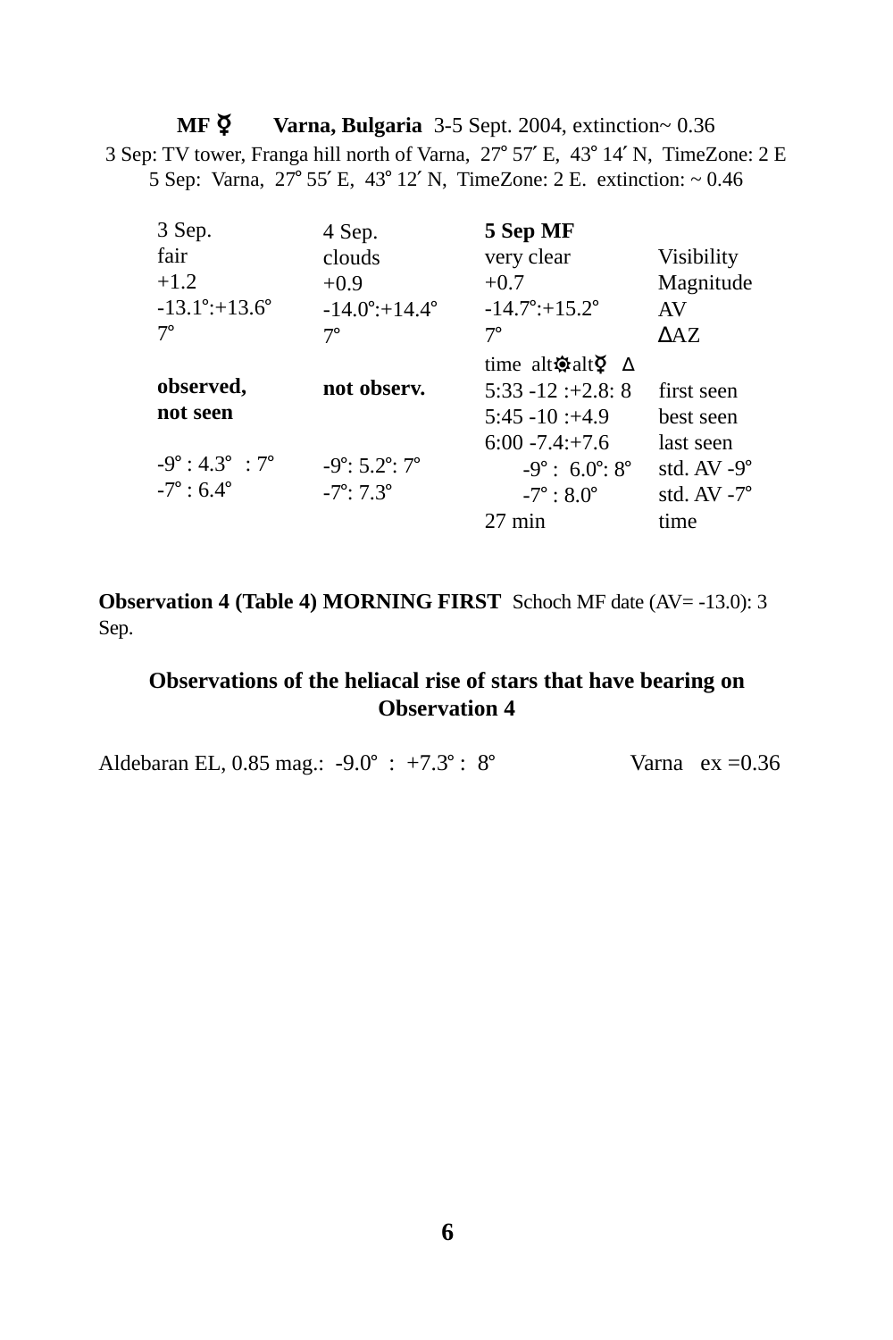**MF ☿ Varna, Bulgaria** 3-5 Sept. 2004, extinction~ 0.36

3 Sep: TV tower, Franga hill north of Varna, 27° 57′ E, 43° 14′ N, TimeZone: 2 E

5 Sep: Varna, 27° 55′ E, 43° 12′ N, TimeZone: 2 E. extinction: ~ 0.46

| 3 Sep. | 4 Sep. | **5 Sep MF** | |
|---|---|---|---|
| fair | clouds | very clear | Visibility |
| +1.2 | +0.9 | +0.7 | Magnitude |
| -13.1°:+13.6° | -14.0°:+14.4° | -14.7°:+15.2° | AV |
| 7° | 7° | 7° | ΔAZ |
| | | time alt☼:alt☿ Δ | |
| **observed, not seen** | **not observ.** | 5:33 -12 :+2.8: 8 | first seen |
| | | 5:45 -10 :+4.9 | best seen |
| | | 6:00 -7.4:+7.6 | last seen |
| -9° : 4.3° : 7° | -9°: 5.2°: 7° | -9° : 6.0°: 8° | std. AV -9° |
| -7° : 6.4° | -7°: 7.3° | -7° : 8.0° | std. AV -7° |
| | | 27 min | time |

**Observation 4 (Table 4) MORNING FIRST** Schoch MF date (AV= -13.0): 3 Sep.

**Observations of the heliacal rise of stars that have bearing on Observation 4**

Aldebaran EL, 0.85 mag.: -9.0° : +7.3° : 8° Varna ex =0.36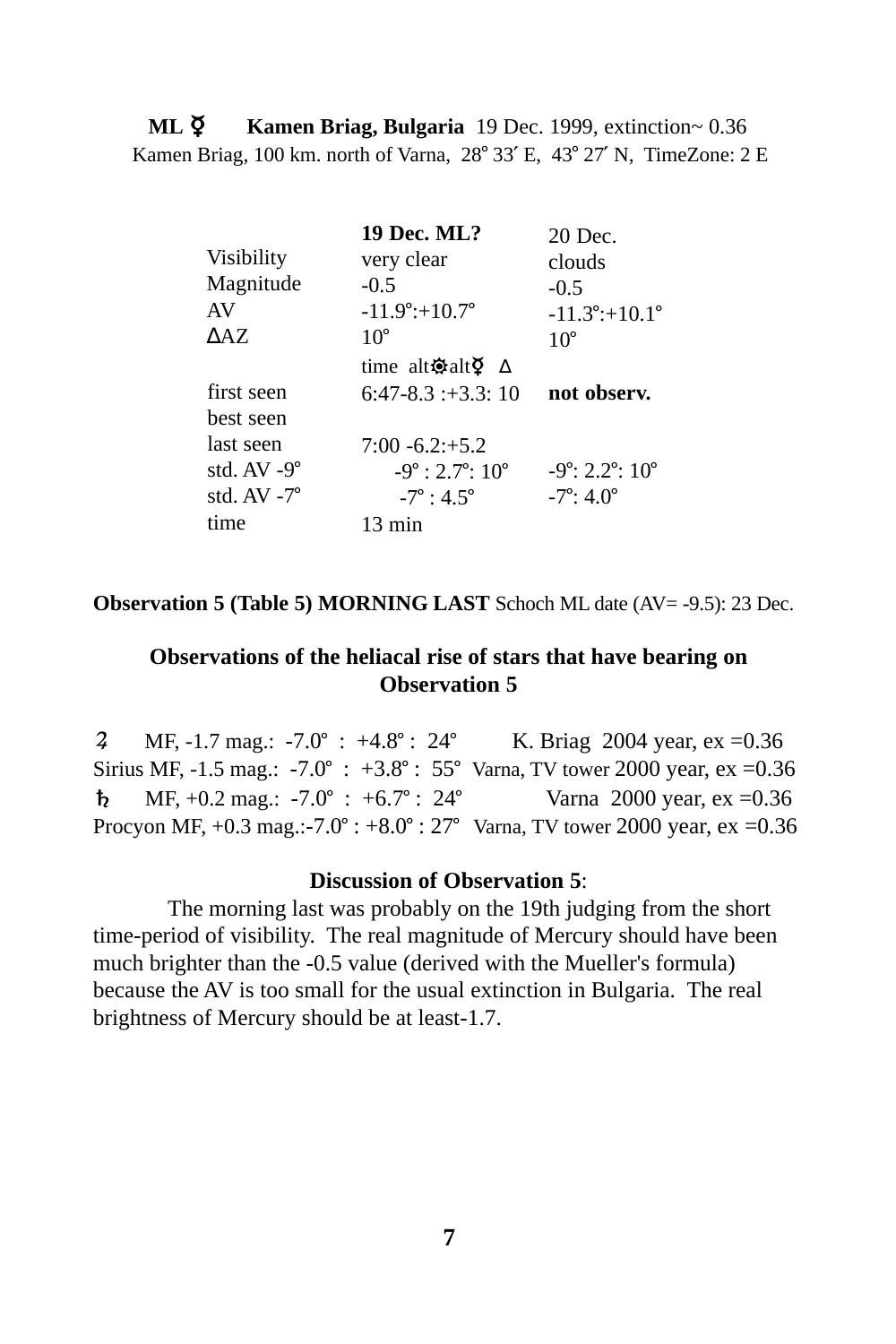**ML ☿ Kamen Briag, Bulgaria** 19 Dec. 1999, extinction~ 0.36
Kamen Briag, 100 km. north of Varna, 28° 33′ E, 43° 27′ N, TimeZone: 2 E

| | **19 Dec. ML?** | 20 Dec. |
|---|---|---|
| Visibility | very clear | clouds |
| Magnitude | -0.5 | -0.5 |
| AV | -11.9°:+10.7° | -11.3°:+10.1° |
| ∆AZ | 10° | 10° |
| | time alt☼alt☿ ∆ | |
| first seen | 6:47-8.3 :+3.3: 10 | **not observ.** |
| best seen | | |
| last seen | 7:00 -6.2:+5.2 | |
| std. AV -9° | -9° : 2.7°: 10° | -9°: 2.2°: 10° |
| std. AV -7° | -7° : 4.5° | -7°: 4.0° |
| time | 13 min | |

**Observation 5 (Table 5) MORNING LAST** Schoch ML date (AV= -9.5): 23 Dec.

### Observations of the heliacal rise of stars that have bearing on Observation 5

♃ MF, -1.7 mag.: -7.0° : +4.8° : 24° K. Briag 2004 year, ex =0.36
Sirius MF, -1.5 mag.: -7.0° : +3.8° : 55° Varna, TV tower 2000 year, ex =0.36
♄ MF, +0.2 mag.: -7.0° : +6.7° : 24° Varna 2000 year, ex =0.36
Procyon MF, +0.3 mag.:-7.0° : +8.0° : 27° Varna, TV tower 2000 year, ex =0.36

**Discussion of Observation 5**:

The morning last was probably on the 19th judging from the short time-period of visibility. The real magnitude of Mercury should have been much brighter than the -0.5 value (derived with the Mueller's formula) because the AV is too small for the usual extinction in Bulgaria. The real brightness of Mercury should be at least-1.7.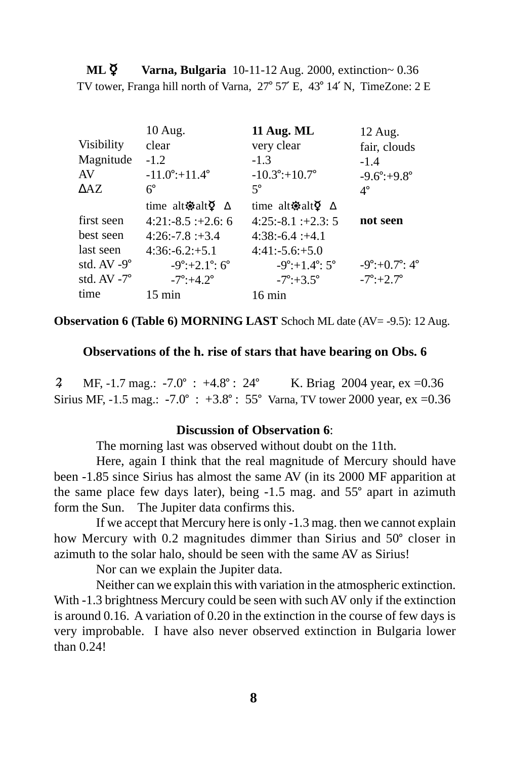**ML ☿ Varna, Bulgaria** 10-11-12 Aug. 2000, extinction~ 0.36
TV tower, Franga hill north of Varna, 27° 57′ E, 43° 14′ N, TimeZone: 2 E

| | 10 Aug. | **11 Aug. ML** | 12 Aug. |
|---|---|---|---|
| Visibility | clear | very clear | fair, clouds |
| Magnitude | -1.2 | -1.3 | -1.4 |
| AV | -11.0°:+11.4° | -10.3°:+10.7° | -9.6°:+9.8° |
| ΔAZ | 6° | 5° | 4° |
| | time alt☼alt☿ Δ | time alt☼alt☿ Δ | |
| first seen | 4:21:-8.5 :+2.6: 6 | 4:25:-8.1 :+2.3: 5 | **not seen** |
| best seen | 4:26:-7.8 :+3.4 | 4:38:-6.4 :+4.1 | |
| last seen | 4:36:-6.2:+5.1 | 4:41:-5.6:+5.0 | |
| std. AV -9° | -9°:+2.1°: 6° | -9°:+1.4°: 5° | -9°:+0.7°: 4° |
| std. AV -7° | -7°:+4.2° | -7°:+3.5° | -7°:+2.7° |
| time | 15 min | 16 min | |

**Observation 6 (Table 6) MORNING LAST** Schoch ML date (AV= -9.5): 12 Aug.

**Observations of the h. rise of stars that have bearing on Obs. 6**

♃ MF, -1.7 mag.: -7.0° : +4.8° : 24° K. Briag 2004 year, ex =0.36
Sirius MF, -1.5 mag.: -7.0° : +3.8° : 55° Varna, TV tower 2000 year, ex =0.36

**Discussion of Observation 6**:

The morning last was observed without doubt on the 11th.

Here, again I think that the real magnitude of Mercury should have been -1.85 since Sirius has almost the same AV (in its 2000 MF apparition at the same place few days later), being -1.5 mag. and 55° apart in azimuth form the Sun. The Jupiter data confirms this.

If we accept that Mercury here is only -1.3 mag. then we cannot explain how Mercury with 0.2 magnitudes dimmer than Sirius and 50° closer in azimuth to the solar halo, should be seen with the same AV as Sirius!

Nor can we explain the Jupiter data.

Neither can we explain this with variation in the atmospheric extinction. With -1.3 brightness Mercury could be seen with such AV only if the extinction is around 0.16. A variation of 0.20 in the extinction in the course of few days is very improbable. I have also never observed extinction in Bulgaria lower than 0.24!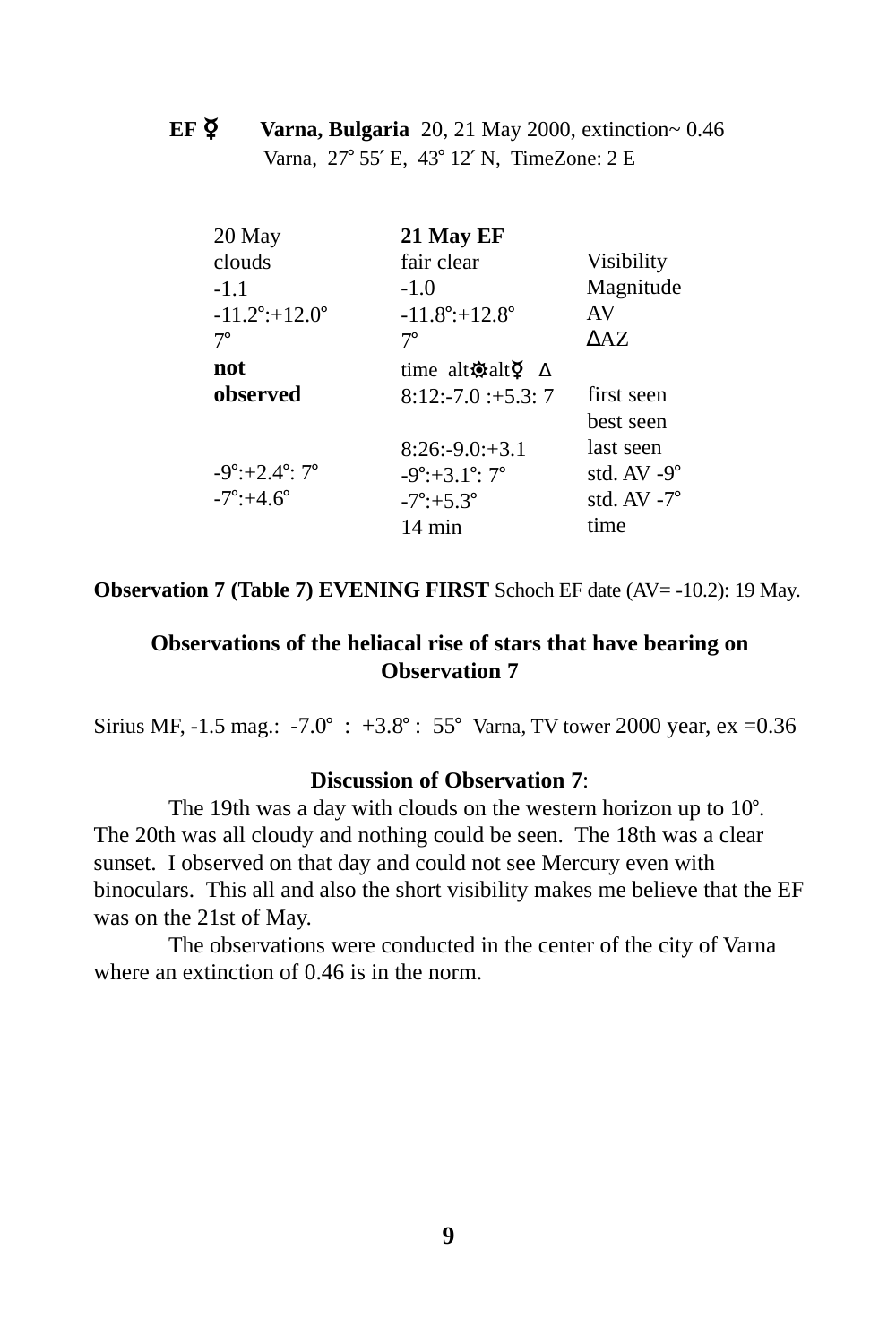**EF ☿ Varna, Bulgaria** 20, 21 May 2000, extinction~ 0.46

Varna, 27° 55′ E, 43° 12′ N, TimeZone: 2 E

| 20 May | **21 May EF** | |
|---|---|---|
| clouds | fair clear | Visibility |
| -1.1 | -1.0 | Magnitude |
| -11.2°:+12.0° | -11.8°:+12.8° | AV |
| 7° | 7° | ΔAZ |
| **not observed** | time alt☼alt☿ Δ | |
| | 8:12:-7.0 :+5.3: 7 | first seen |
| | | best seen |
| | 8:26:-9.0:+3.1 | last seen |
| -9°:+2.4°: 7° | -9°:+3.1°: 7° | std. AV -9° |
| -7°:+4.6° | -7°:+5.3° | std. AV -7° |
| | 14 min | time |

**Observation 7 (Table 7) EVENING FIRST** Schoch EF date (AV= -10.2): 19 May.

**Observations of the heliacal rise of stars that have bearing on Observation 7**

Sirius MF, -1.5 mag.: -7.0° : +3.8° : 55° Varna, TV tower 2000 year, ex =0.36

**Discussion of Observation 7**:

The 19th was a day with clouds on the western horizon up to 10°. The 20th was all cloudy and nothing could be seen. The 18th was a clear sunset. I observed on that day and could not see Mercury even with binoculars. This all and also the short visibility makes me believe that the EF was on the 21st of May.

The observations were conducted in the center of the city of Varna where an extinction of 0.46 is in the norm.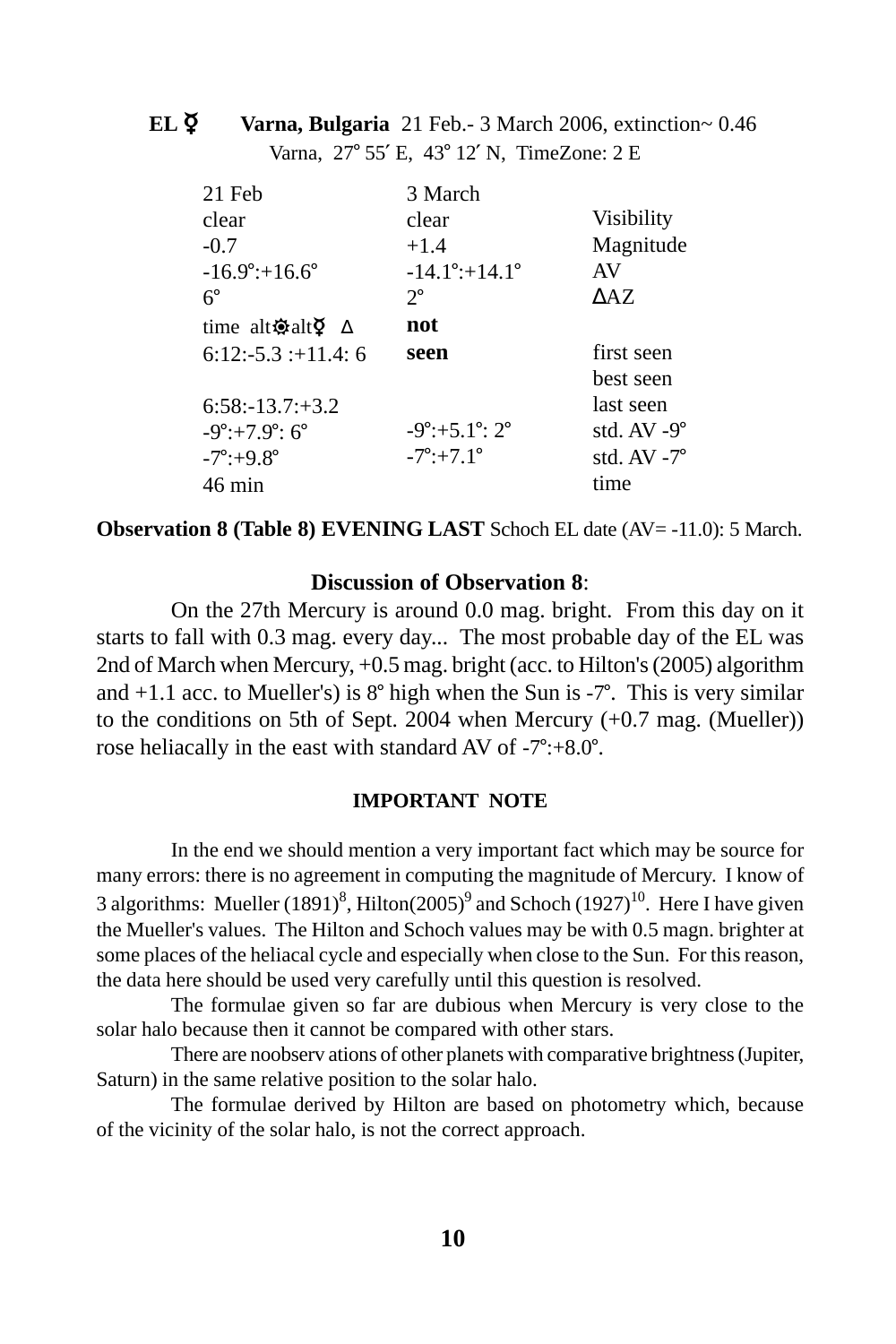**EL ☿** **Varna, Bulgaria** 21 Feb.- 3 March 2006, extinction~ 0.46

Varna, 27° 55′ E, 43° 12′ N, TimeZone: 2 E

| 21 Feb | 3 March | |
|---|---|---|
| clear | clear | Visibility |
| -0.7 | +1.4 | Magnitude |
| -16.9°:+16.6° | -14.1°:+14.1° | AV |
| 6° | 2° | ΔAZ |
| time alt☼alt☿ Δ | **not** | |
| 6:12:-5.3 :+11.4: 6 | **seen** | first seen |
| | | best seen |
| 6:58:-13.7:+3.2 | | last seen |
| -9°:+7.9°: 6° | -9°:+5.1°: 2° | std. AV -9° |
| -7°:+9.8° | -7°:+7.1° | std. AV -7° |
| 46 min | | time |

**Observation 8 (Table 8) EVENING LAST** Schoch EL date (AV= -11.0): 5 March.

**Discussion of Observation 8**:

On the 27th Mercury is around 0.0 mag. bright. From this day on it starts to fall with 0.3 mag. every day... The most probable day of the EL was 2nd of March when Mercury, +0.5 mag. bright (acc. to Hilton's (2005) algorithm and +1.1 acc. to Mueller's) is 8° high when the Sun is -7°. This is very similar to the conditions on 5th of Sept. 2004 when Mercury (+0.7 mag. (Mueller)) rose heliacally in the east with standard AV of -7°:+8.0°.

**IMPORTANT NOTE**

In the end we should mention a very important fact which may be source for many errors: there is no agreement in computing the magnitude of Mercury. I know of 3 algorithms: Mueller (1891)[8], Hilton(2005)[9] and Schoch (1927)[10]. Here I have given the Mueller's values. The Hilton and Schoch values may be with 0.5 magn. brighter at some places of the heliacal cycle and especially when close to the Sun. For this reason, the data here should be used very carefully until this question is resolved.

The formulae given so far are dubious when Mercury is very close to the solar halo because then it cannot be compared with other stars.

There are noobserv ations of other planets with comparative brightness (Jupiter, Saturn) in the same relative position to the solar halo.

The formulae derived by Hilton are based on photometry which, because of the vicinity of the solar halo, is not the correct approach.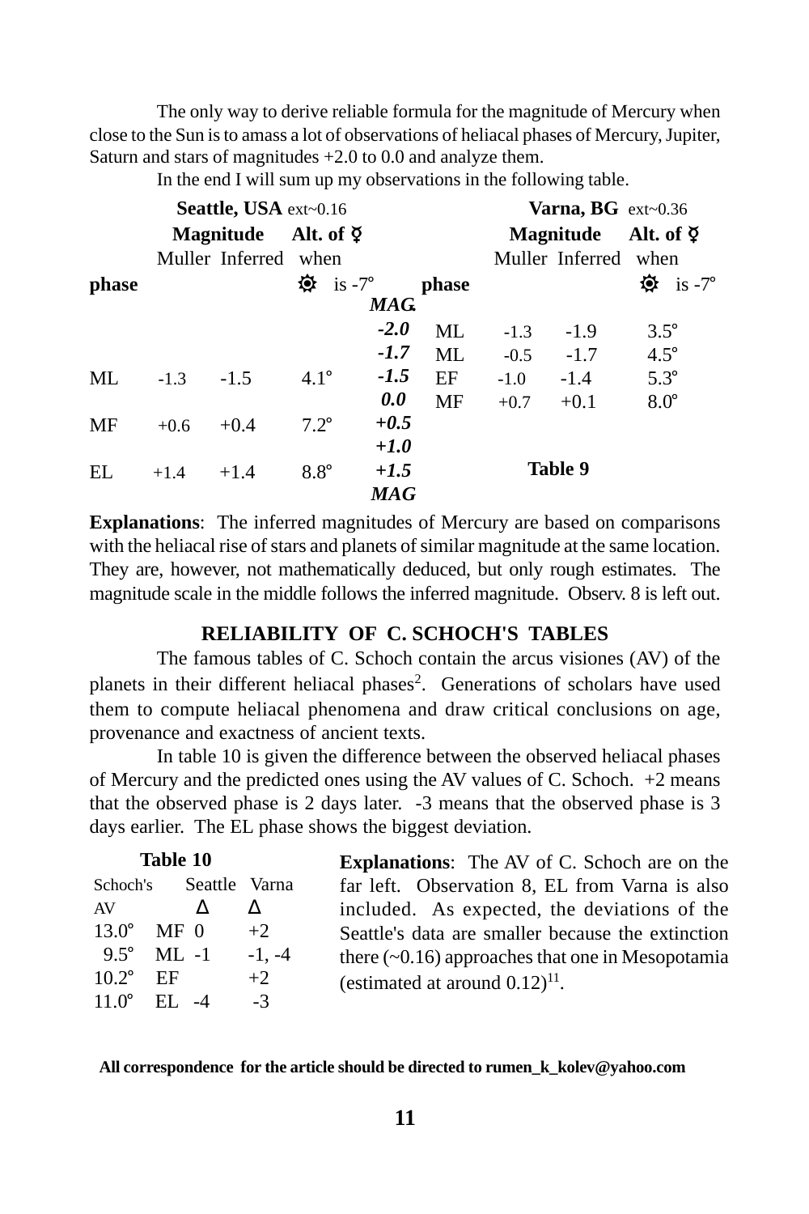The only way to derive reliable formula for the magnitude of Mercury when close to the Sun is to amass a lot of observations of heliacal phases of Mercury, Jupiter, Saturn and stars of magnitudes +2.0 to 0.0 and analyze them.

In the end I will sum up my observations in the following table.

| | **Seattle, USA** ext~0.16 | | | | | **Varna, BG** ext~0.36 | | |
|---|---|---|---|---|---|---|---|---|
| | **Magnitude** | | **Alt. of ☿** | | | **Magnitude** | | **Alt. of ☿** |
| **phase** | Muller | Inferred | when ☉ is -7° | ***MAG.*** | **phase** | Muller | Inferred | when ☉ is -7° |
| | | | | ***-2.0*** | ML | -1.3 | -1.9 | 3.5° |
| | | | | ***-1.7*** | ML | -0.5 | -1.7 | 4.5° |
| ML | -1.3 | -1.5 | 4.1° | ***-1.5*** | EF | -1.0 | -1.4 | 5.3° |
| | | | | ***0.0*** | MF | +0.7 | +0.1 | 8.0° |
| MF | +0.6 | +0.4 | 7.2° | ***+0.5*** | | | | |
| | | | | ***+1.0*** | | | | |
| EL | +1.4 | +1.4 | 8.8° | ***+1.5*** | | | | |
| | | | | ***MAG*** | | | | |

**Table 9**

**Explanations**: The inferred magnitudes of Mercury are based on comparisons with the heliacal rise of stars and planets of similar magnitude at the same location. They are, however, not mathematically deduced, but only rough estimates. The magnitude scale in the middle follows the inferred magnitude. Observ. 8 is left out.

## RELIABILITY OF C. SCHOCH'S TABLES

The famous tables of C. Schoch contain the arcus visiones (AV) of the planets in their different heliacal phases[2]. Generations of scholars have used them to compute heliacal phenomena and draw critical conclusions on age, provenance and exactness of ancient texts.

In table 10 is given the difference between the observed heliacal phases of Mercury and the predicted ones using the AV values of C. Schoch. +2 means that the observed phase is 2 days later. -3 means that the observed phase is 3 days earlier. The EL phase shows the biggest deviation.

**Table 10**

| Schoch's AV | | Seattle Δ | Varna Δ |
|---|---|---|---|
| 13.0° | MF | 0 | +2 |
| 9.5° | ML | -1 | -1, -4 |
| 10.2° | EF | | +2 |
| 11.0° | EL | -4 | -3 |

**Explanations**: The AV of C. Schoch are on the far left. Observation 8, EL from Varna is also included. As expected, the deviations of the Seattle's data are smaller because the extinction there (~0.16) approaches that one in Mesopotamia (estimated at around 0.12)[11].

**All correspondence for the article should be directed to rumen_k_kolev@yahoo.com**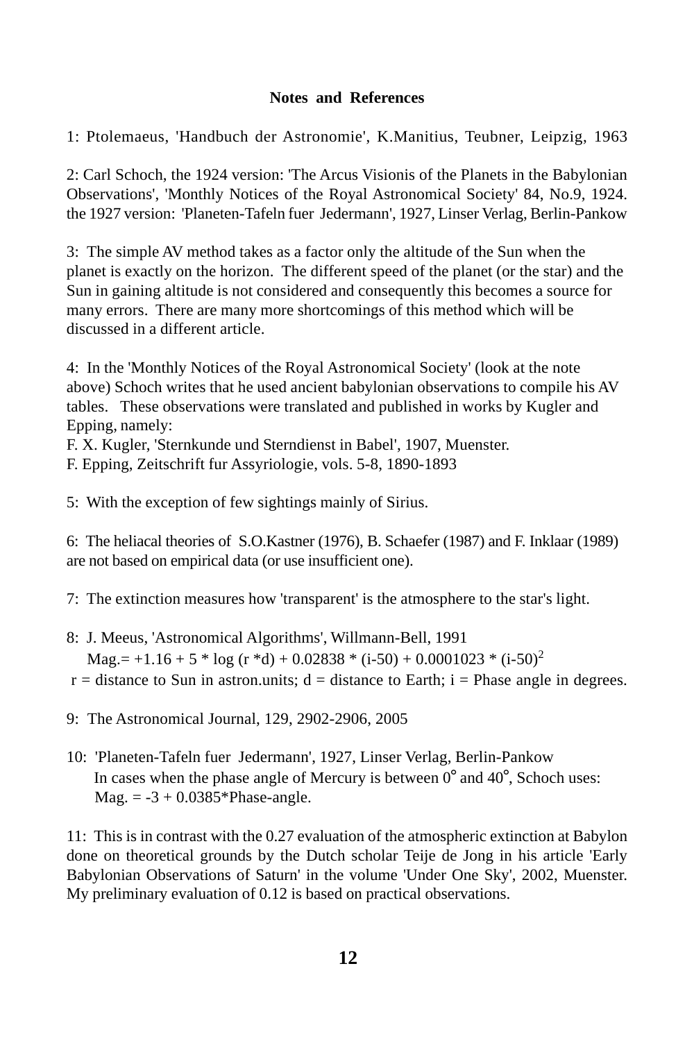**Notes and References**

1: Ptolemaeus, 'Handbuch der Astronomie', K.Manitius, Teubner, Leipzig, 1963

2: Carl Schoch, the 1924 version: 'The Arcus Visionis of the Planets in the Babylonian Observations', 'Monthly Notices of the Royal Astronomical Society' 84, No.9, 1924. the 1927 version: 'Planeten-Tafeln fuer Jedermann', 1927, Linser Verlag, Berlin-Pankow

3: The simple AV method takes as a factor only the altitude of the Sun when the planet is exactly on the horizon. The different speed of the planet (or the star) and the Sun in gaining altitude is not considered and consequently this becomes a source for many errors. There are many more shortcomings of this method which will be discussed in a different article.

4: In the 'Monthly Notices of the Royal Astronomical Society' (look at the note above) Schoch writes that he used ancient babylonian observations to compile his AV tables. These observations were translated and published in works by Kugler and Epping, namely:
F. X. Kugler, 'Sternkunde und Sterndienst in Babel', 1907, Muenster.
F. Epping, Zeitschrift fur Assyriologie, vols. 5-8, 1890-1893

5: With the exception of few sightings mainly of Sirius.

6: The heliacal theories of S.O.Kastner (1976), B. Schaefer (1987) and F. Inklaar (1989) are not based on empirical data (or use insufficient one).

7: The extinction measures how 'transparent' is the atmosphere to the star's light.

8: J. Meeus, 'Astronomical Algorithms', Willmann-Bell, 1991
$\text{Mag.} = +1.16 + 5 * \log (r * d) + 0.02838 * (i-50) + 0.0001023 * (i-50)^2$
r = distance to Sun in astron.units; d = distance to Earth; i = Phase angle in degrees.

9: The Astronomical Journal, 129, 2902-2906, 2005

10: 'Planeten-Tafeln fuer Jedermann', 1927, Linser Verlag, Berlin-Pankow
In cases when the phase angle of Mercury is between 0° and 40°, Schoch uses:
$\text{Mag.} = -3 + 0.0385 * \text{Phase-angle}$.

11: This is in contrast with the 0.27 evaluation of the atmospheric extinction at Babylon done on theoretical grounds by the Dutch scholar Teije de Jong in his article 'Early Babylonian Observations of Saturn' in the volume 'Under One Sky', 2002, Muenster. My preliminary evaluation of 0.12 is based on practical observations.